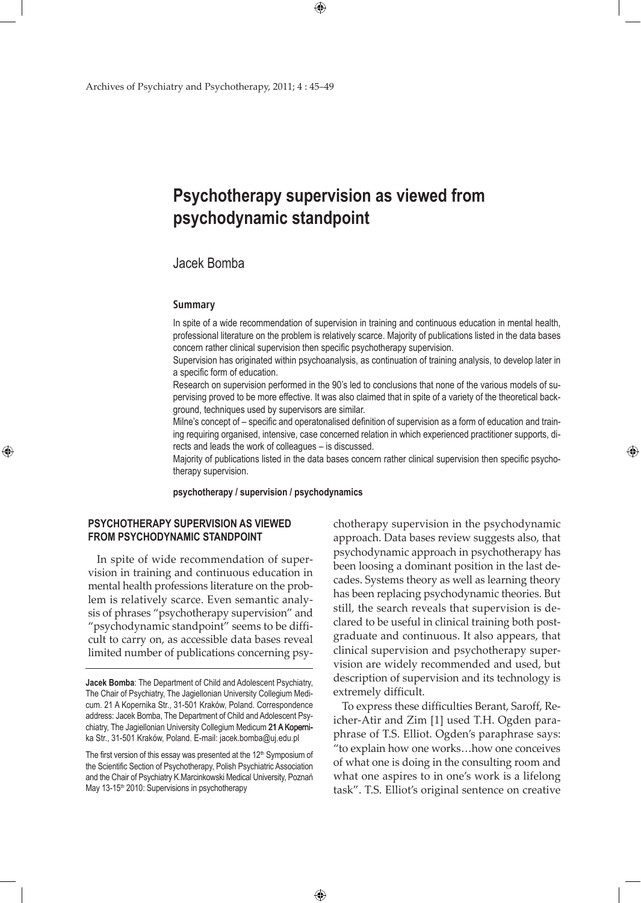# Psychotherapy supervision as viewed from psychodynamic standpoint

Jacek Bomba

### Summary

In spite of a wide recommendation of supervision in training and continuous education in mental health, professional literature on the problem is relatively scarce. Majority of publications listed in the data bases concern rather clinical supervision then specific psychotherapy supervision.

Supervision has originated within psychoanalysis, as continuation of training analysis, to develop later in a specific form of education.

Research on supervision performed in the 90's led to conclusions that none of the various models of supervising proved to be more effective. It was also claimed that in spite of a variety of the theoretical background, techniques used by supervisors are similar.

Milne's concept of – specific and operatonalised definition of supervision as a form of education and training requiring organised, intensive, case concerned relation in which experienced practitioner supports, directs and leads the work of colleagues – is discussed.

Majority of publications listed in the data bases concern rather clinical supervision then specific psychotherapy supervision.

**psychotherapy / supervision / psychodynamics**

## PSYCHOTHERAPY SUPERVISION AS VIEWED FROM PSYCHODYNAMIC STANDPOINT

In spite of wide recommendation of supervision in training and continuous education in mental health professions literature on the problem is relatively scarce. Even semantic analysis of phrases "psychotherapy supervision" and "psychodynamic standpoint" seems to be difficult to carry on, as accessible data bases reveal limited number of publications concerning psychotherapy supervision in the psychodynamic approach. Data bases review suggests also, that psychodynamic approach in psychotherapy has been loosing a dominant position in the last decades. Systems theory as well as learning theory has been replacing psychodynamic theories. But still, the search reveals that supervision is declared to be useful in clinical training both postgraduate and continuous. It also appears, that clinical supervision and psychotherapy supervision are widely recommended and used, but description of supervision and its technology is extremely difficult.

To express these difficulties Berant, Saroff, Reicher-Atir and Zim [1] used T.H. Ogden paraphrase of T.S. Elliot. Ogden's paraphrase says: "to explain how one works…how one conceives of what one is doing in the consulting room and what one aspires to in one's work is a lifelong task". T.S. Elliot's original sentence on creative

---

**Jacek Bomba**: The Department of Child and Adolescent Psychiatry, The Chair of Psychiatry, The Jagiellonian University Collegium Medicum. 21 A Kopernika Str., 31-501 Kraków, Poland. Correspondence address: Jacek Bomba, The Department of Child and Adolescent Psychiatry, The Jagiellonian University Collegium Medicum 21 A Kopernika Str., 31-501 Kraków, Poland. E-mail: jacek.bomba@uj.edu.pl

The first version of this essay was presented at the 12th Symposium of the Scientific Section of Psychotherapy, Polish Psychiatric Association and the Chair of Psychiatry K.Marcinkowski Medical University, Poznań May 13-15th 2010: Supervisions in psychotherapy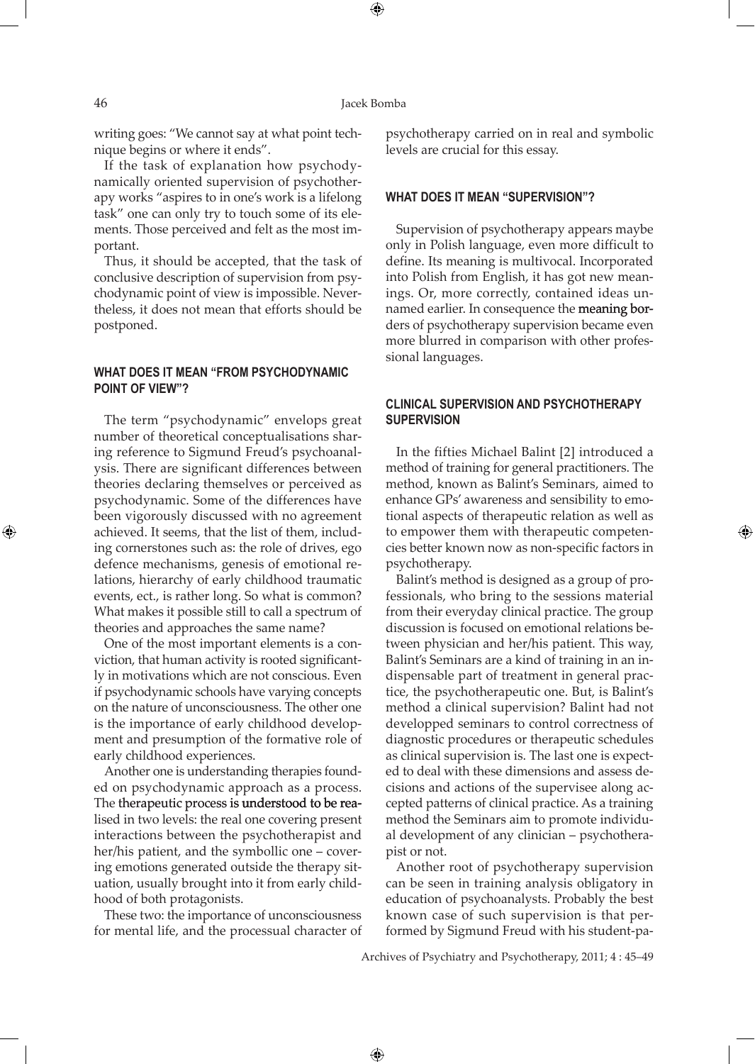writing goes: "We cannot say at what point technique begins or where it ends".

If the task of explanation how psychodynamically oriented supervision of psychotherapy works "aspires to in one's work is a lifelong task" one can only try to touch some of its elements. Those perceived and felt as the most important.

Thus, it should be accepted, that the task of conclusive description of supervision from psychodynamic point of view is impossible. Nevertheless, it does not mean that efforts should be postponed.

## WHAT DOES IT MEAN "FROM PSYCHODYNAMIC POINT OF VIEW"?

The term "psychodynamic" envelops great number of theoretical conceptualisations sharing reference to Sigmund Freud's psychoanalysis. There are significant differences between theories declaring themselves or perceived as psychodynamic. Some of the differences have been vigorously discussed with no agreement achieved. It seems, that the list of them, including cornerstones such as: the role of drives, ego defence mechanisms, genesis of emotional relations, hierarchy of early childhood traumatic events, ect., is rather long. So what is common? What makes it possible still to call a spectrum of theories and approaches the same name?

One of the most important elements is a conviction, that human activity is rooted significantly in motivations which are not conscious. Even if psychodynamic schools have varying concepts on the nature of unconsciousness. The other one is the importance of early childhood development and presumption of the formative role of early childhood experiences.

Another one is understanding therapies founded on psychodynamic approach as a process. The therapeutic process is understood to be realised in two levels: the real one covering present interactions between the psychotherapist and her/his patient, and the symbollic one – covering emotions generated outside the therapy situation, usually brought into it from early childhood of both protagonists.

These two: the importance of unconsciousness for mental life, and the processual character of psychotherapy carried on in real and symbolic levels are crucial for this essay.

## WHAT DOES IT MEAN "SUPERVISION"?

Supervision of psychotherapy appears maybe only in Polish language, even more difficult to define. Its meaning is multivocal. Incorporated into Polish from English, it has got new meanings. Or, more correctly, contained ideas unnamed earlier. In consequence the meaning borders of psychotherapy supervision became even more blurred in comparison with other professional languages.

## CLINICAL SUPERVISION AND PSYCHOTHERAPY SUPERVISION

In the fifties Michael Balint [2] introduced a method of training for general practitioners. The method, known as Balint's Seminars, aimed to enhance GPs' awareness and sensibility to emotional aspects of therapeutic relation as well as to empower them with therapeutic competencies better known now as non-specific factors in psychotherapy.

Balint's method is designed as a group of professionals, who bring to the sessions material from their everyday clinical practice. The group discussion is focused on emotional relations between physician and her/his patient. This way, Balint's Seminars are a kind of training in an indispensable part of treatment in general practice, the psychotherapeutic one. But, is Balint's method a clinical supervision? Balint had not developped seminars to control correctness of diagnostic procedures or therapeutic schedules as clinical supervision is. The last one is expected to deal with these dimensions and assess decisions and actions of the supervisee along accepted patterns of clinical practice. As a training method the Seminars aim to promote individual development of any clinician – psychotherapist or not.

Another root of psychotherapy supervision can be seen in training analysis obligatory in education of psychoanalysts. Probably the best known case of such supervision is that performed by Sigmund Freud with his student-pa-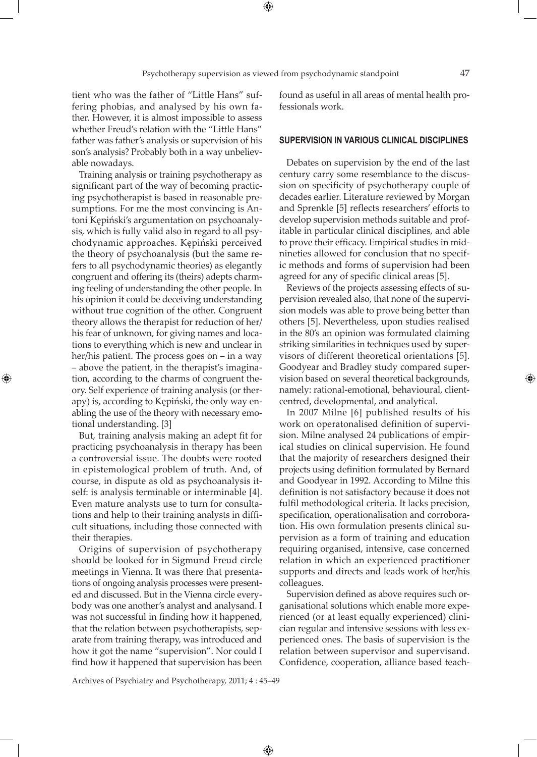tient who was the father of "Little Hans" suffering phobias, and analysed by his own father. However, it is almost impossible to assess whether Freud's relation with the "Little Hans" father was father's analysis or supervision of his son's analysis? Probably both in a way unbelievable nowadays.

Training analysis or training psychotherapy as significant part of the way of becoming practicing psychotherapist is based in reasonable presumptions. For me the most convincing is Antoni Kępiński's argumentation on psychoanalysis, which is fully valid also in regard to all psychodynamic approaches. Kępiński perceived the theory of psychoanalysis (but the same refers to all psychodynamic theories) as elegantly congruent and offering its (theirs) adepts charming feeling of understanding the other people. In his opinion it could be deceiving understanding without true cognition of the other. Congruent theory allows the therapist for reduction of her/his fear of unknown, for giving names and locations to everything which is new and unclear in her/his patient. The process goes on – in a way – above the patient, in the therapist's imagination, according to the charms of congruent theory. Self experience of training analysis (or therapy) is, according to Kępiński, the only way enabling the use of the theory with necessary emotional understanding. [3]

But, training analysis making an adept fit for practicing psychoanalysis in therapy has been a controversial issue. The doubts were rooted in epistemological problem of truth. And, of course, in dispute as old as psychoanalysis itself: is analysis terminable or interminable [4]. Even mature analysts use to turn for consultations and help to their training analysts in difficult situations, including those connected with their therapies.

Origins of supervision of psychotherapy should be looked for in Sigmund Freud circle meetings in Vienna. It was there that presentations of ongoing analysis processes were presented and discussed. But in the Vienna circle everybody was one another's analyst and analysand. I was not successful in finding how it happened, that the relation between psychotherapists, separate from training therapy, was introduced and how it got the name "supervision". Nor could I find how it happened that supervision has been found as useful in all areas of mental health professionals work.

## SUPERVISION IN VARIOUS CLINICAL DISCIPLINES

Debates on supervision by the end of the last century carry some resemblance to the discussion on specificity of psychotherapy couple of decades earlier. Literature reviewed by Morgan and Sprenkle [5] reflects researchers' efforts to develop supervision methods suitable and profitable in particular clinical disciplines, and able to prove their efficacy. Empirical studies in mid-nineties allowed for conclusion that no specific methods and forms of supervision had been agreed for any of specific clinical areas [5].

Reviews of the projects assessing effects of supervision revealed also, that none of the supervision models was able to prove being better than others [5]. Nevertheless, upon studies realised in the 80's an opinion was formulated claiming striking similarities in techniques used by supervisors of different theoretical orientations [5]. Goodyear and Bradley study compared supervision based on several theoretical backgrounds, namely: rational-emotional, behavioural, client-centred, developmental, and analytical.

In 2007 Milne [6] published results of his work on operatonalised definition of supervision. Milne analysed 24 publications of empirical studies on clinical supervision. He found that the majority of researchers designed their projects using definition formulated by Bernard and Goodyear in 1992. According to Milne this definition is not satisfactory because it does not fulfil methodological criteria. It lacks precision, specification, operationalisation and corroboration. His own formulation presents clinical supervision as a form of training and education requiring organised, intensive, case concerned relation in which an experienced practitioner supports and directs and leads work of her/his colleagues.

Supervision defined as above requires such organisational solutions which enable more experienced (or at least equally experienced) clinician regular and intensive sessions with less experienced ones. The basis of supervision is the relation between supervisor and supervisand. Confidence, cooperation, alliance based teach-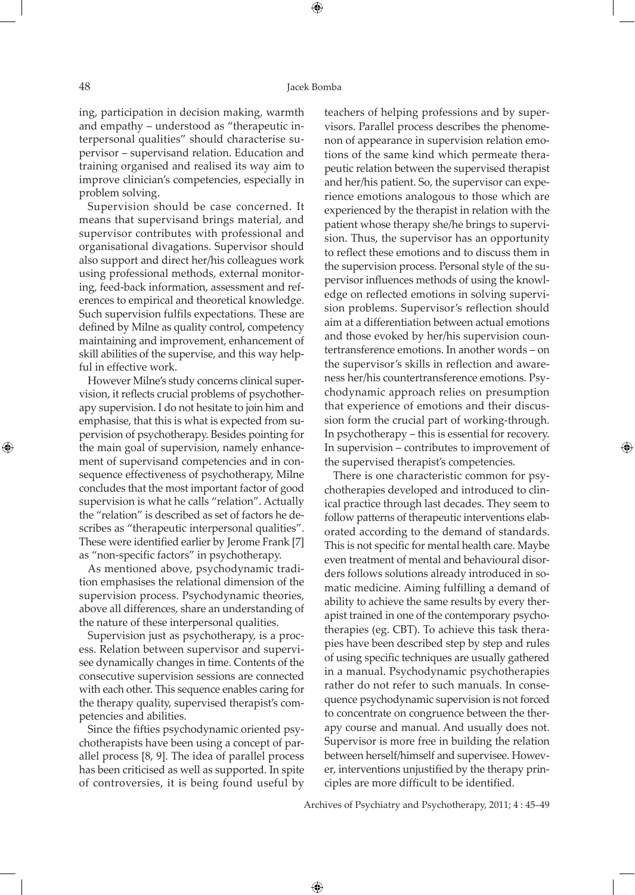ing, participation in decision making, warmth and empathy – understood as "therapeutic interpersonal qualities" should characterise supervisor – supervisand relation. Education and training organised and realised its way aim to improve clinician's competencies, especially in problem solving.

Supervision should be case concerned. It means that supervisand brings material, and supervisor contributes with professional and organisational divagations. Supervisor should also support and direct her/his colleagues work using professional methods, external monitoring, feed-back information, assessment and references to empirical and theoretical knowledge. Such supervision fulfils expectations. These are defined by Milne as quality control, competency maintaining and improvement, enhancement of skill abilities of the supervise, and this way helpful in effective work.

However Milne's study concerns clinical supervision, it reflects crucial problems of psychotherapy supervision. I do not hesitate to join him and emphasise, that this is what is expected from supervision of psychotherapy. Besides pointing for the main goal of supervision, namely enhancement of supervisand competencies and in consequence effectiveness of psychotherapy, Milne concludes that the most important factor of good supervision is what he calls "relation". Actually the "relation" is described as set of factors he describes as "therapeutic interpersonal qualities". These were identified earlier by Jerome Frank [7] as "non-specific factors" in psychotherapy.

As mentioned above, psychodynamic tradition emphasises the relational dimension of the supervision process. Psychodynamic theories, above all differences, share an understanding of the nature of these interpersonal qualities.

Supervision just as psychotherapy, is a process. Relation between supervisor and supervisee dynamically changes in time. Contents of the consecutive supervision sessions are connected with each other. This sequence enables caring for the therapy quality, supervised therapist's competencies and abilities.

Since the fifties psychodynamic oriented psychotherapists have been using a concept of parallel process [8, 9]. The idea of parallel process has been criticised as well as supported. In spite of controversies, it is being found useful by teachers of helping professions and by supervisors. Parallel process describes the phenomenon of appearance in supervision relation emotions of the same kind which permeate therapeutic relation between the supervised therapist and her/his patient. So, the supervisor can experience emotions analogous to those which are experienced by the therapist in relation with the patient whose therapy she/he brings to supervision. Thus, the supervisor has an opportunity to reflect these emotions and to discuss them in the supervision process. Personal style of the supervisor influences methods of using the knowledge on reflected emotions in solving supervision problems. Supervisor's reflection should aim at a differentiation between actual emotions and those evoked by her/his supervision countertransference emotions. In another words – on the supervisor's skills in reflection and awareness her/his countertransference emotions. Psychodynamic approach relies on presumption that experience of emotions and their discussion form the crucial part of working-through. In psychotherapy – this is essential for recovery. In supervision – contributes to improvement of the supervised therapist's competencies.

There is one characteristic common for psychotherapies developed and introduced to clinical practice through last decades. They seem to follow patterns of therapeutic interventions elaborated according to the demand of standards. This is not specific for mental health care. Maybe even treatment of mental and behavioural disorders follows solutions already introduced in somatic medicine. Aiming fulfilling a demand of ability to achieve the same results by every therapist trained in one of the contemporary psychotherapies (eg. CBT). To achieve this task therapies have been described step by step and rules of using specific techniques are usually gathered in a manual. Psychodynamic psychotherapies rather do not refer to such manuals. In consequence psychodynamic supervision is not forced to concentrate on congruence between the therapy course and manual. And usually does not. Supervisor is more free in building the relation between herself/himself and supervisee. However, interventions unjustified by the therapy principles are more difficult to be identified.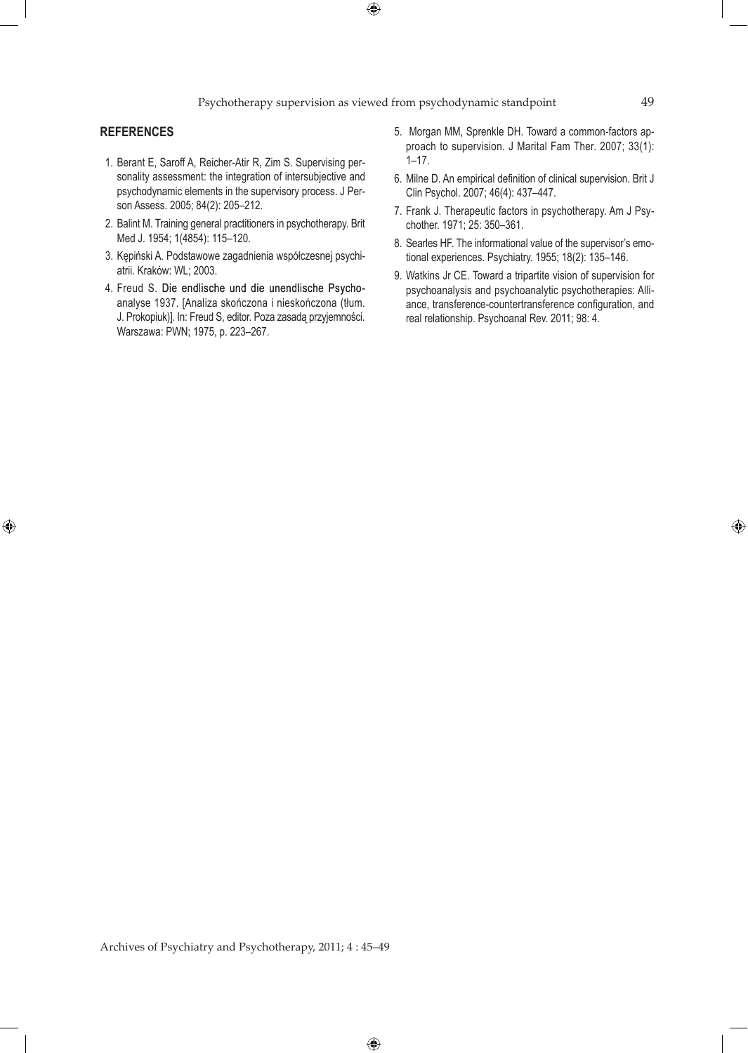## REFERENCES

1. Berant E, Saroff A, Reicher-Atir R, Zim S. Supervising personality assessment: the integration of intersubjective and psychodynamic elements in the supervisory process. J Person Assess. 2005; 84(2): 205–212.
2. Balint M. Training general practitioners in psychotherapy. Brit Med J. 1954; 1(4854): 115–120.
3. Kępiński A. Podstawowe zagadnienia współczesnej psychiatrii. Kraków: WL; 2003.
4. Freud S. Die endlische und die unendlische Psychoanalyse 1937. [Analiza skończona i nieskończona (tłum. J. Prokopiuk)]. In: Freud S, editor. Poza zasadą przyjemności. Warszawa: PWN; 1975, p. 223–267.
5. Morgan MM, Sprenkle DH. Toward a common-factors approach to supervision. J Marital Fam Ther. 2007; 33(1): 1–17.
6. Milne D. An empirical definition of clinical supervision. Brit J Clin Psychol. 2007; 46(4): 437–447.
7. Frank J. Therapeutic factors in psychotherapy. Am J Psychother. 1971; 25: 350–361.
8. Searles HF. The informational value of the supervisor's emotional experiences. Psychiatry. 1955; 18(2): 135–146.
9. Watkins Jr CE. Toward a tripartite vision of supervision for psychoanalysis and psychoanalytic psychotherapies: Alliance, transference-countertransference configuration, and real relationship. Psychoanal Rev. 2011; 98: 4.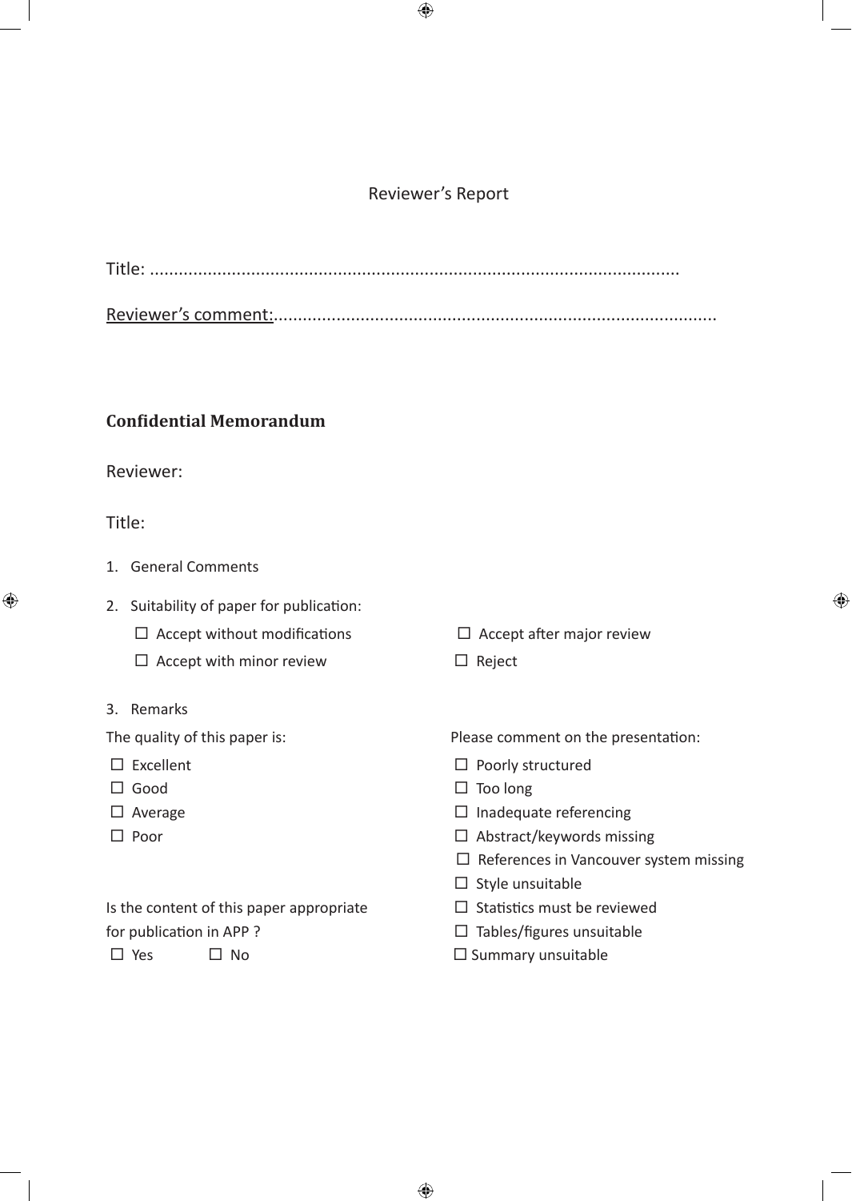## Reviewer's Report

Title: ..............................................................................................................

Reviewer's comment:..........................................................................................

### Confidential Memorandum

Reviewer:

Title:

1. General Comments

2. Suitability of paper for publication:

   ☐ Accept without modifications

   ☐ Accept with minor review

   ☐ Accept after major review

   ☐ Reject

3. Remarks

The quality of this paper is:

☐ Excellent
☐ Good
☐ Average
☐ Poor

Is the content of this paper appropriate for publication in APP ?

☐ Yes ☐ No

Please comment on the presentation:

☐ Poorly structured
☐ Too long
☐ Inadequate referencing
☐ Abstract/keywords missing
☐ References in Vancouver system missing
☐ Style unsuitable
☐ Statistics must be reviewed
☐ Tables/figures unsuitable
☐ Summary unsuitable